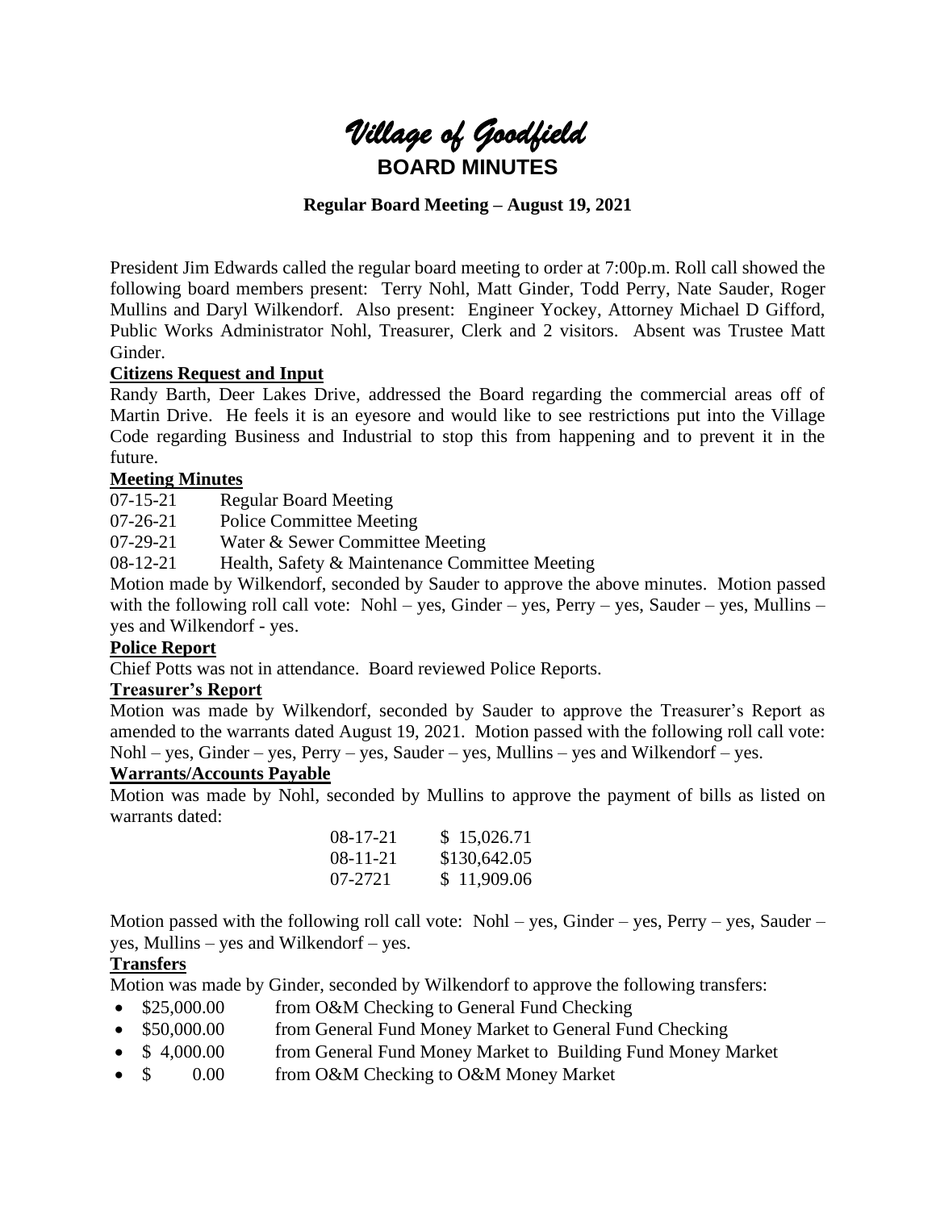# *Village of Goodfield*

## BOARD MINUTES

**Regular Board Meeting – August 19, 2021**

President Jim Edwards called the regular board meeting to order at 7:00p.m. Roll call showed the following board members present: Terry Nohl, Matt Ginder, Todd Perry, Nate Sauder, Roger Mullins and Daryl Wilkendorf. Also present: Engineer Yockey, Attorney Michael D Gifford, Public Works Administrator Nohl, Treasurer, Clerk and 2 visitors. Absent was Trustee Matt Ginder.

**Citizens Request and Input**

Randy Barth, Deer Lakes Drive, addressed the Board regarding the commercial areas off of Martin Drive. He feels it is an eyesore and would like to see restrictions put into the Village Code regarding Business and Industrial to stop this from happening and to prevent it in the future.

**Meeting Minutes**

07-15-21 Regular Board Meeting
07-26-21 Police Committee Meeting
07-29-21 Water & Sewer Committee Meeting
08-12-21 Health, Safety & Maintenance Committee Meeting

Motion made by Wilkendorf, seconded by Sauder to approve the above minutes. Motion passed with the following roll call vote: Nohl – yes, Ginder – yes, Perry – yes, Sauder – yes, Mullins – yes and Wilkendorf - yes.

**Police Report**

Chief Potts was not in attendance. Board reviewed Police Reports.

**Treasurer's Report**

Motion was made by Wilkendorf, seconded by Sauder to approve the Treasurer's Report as amended to the warrants dated August 19, 2021. Motion passed with the following roll call vote: Nohl – yes, Ginder – yes, Perry – yes, Sauder – yes, Mullins – yes and Wilkendorf – yes.

**Warrants/Accounts Payable**

Motion was made by Nohl, seconded by Mullins to approve the payment of bills as listed on warrants dated:

| | |
|---|---|
| 08-17-21 | $ 15,026.71 |
| 08-11-21 | $130,642.05 |
| 07-2721 | $ 11,909.06 |

Motion passed with the following roll call vote: Nohl – yes, Ginder – yes, Perry – yes, Sauder – yes, Mullins – yes and Wilkendorf – yes.

**Transfers**

Motion was made by Ginder, seconded by Wilkendorf to approve the following transfers:

- $25,000.00 from O&M Checking to General Fund Checking
- $50,000.00 from General Fund Money Market to General Fund Checking
- $ 4,000.00 from General Fund Money Market to Building Fund Money Market
- $ 0.00 from O&M Checking to O&M Money Market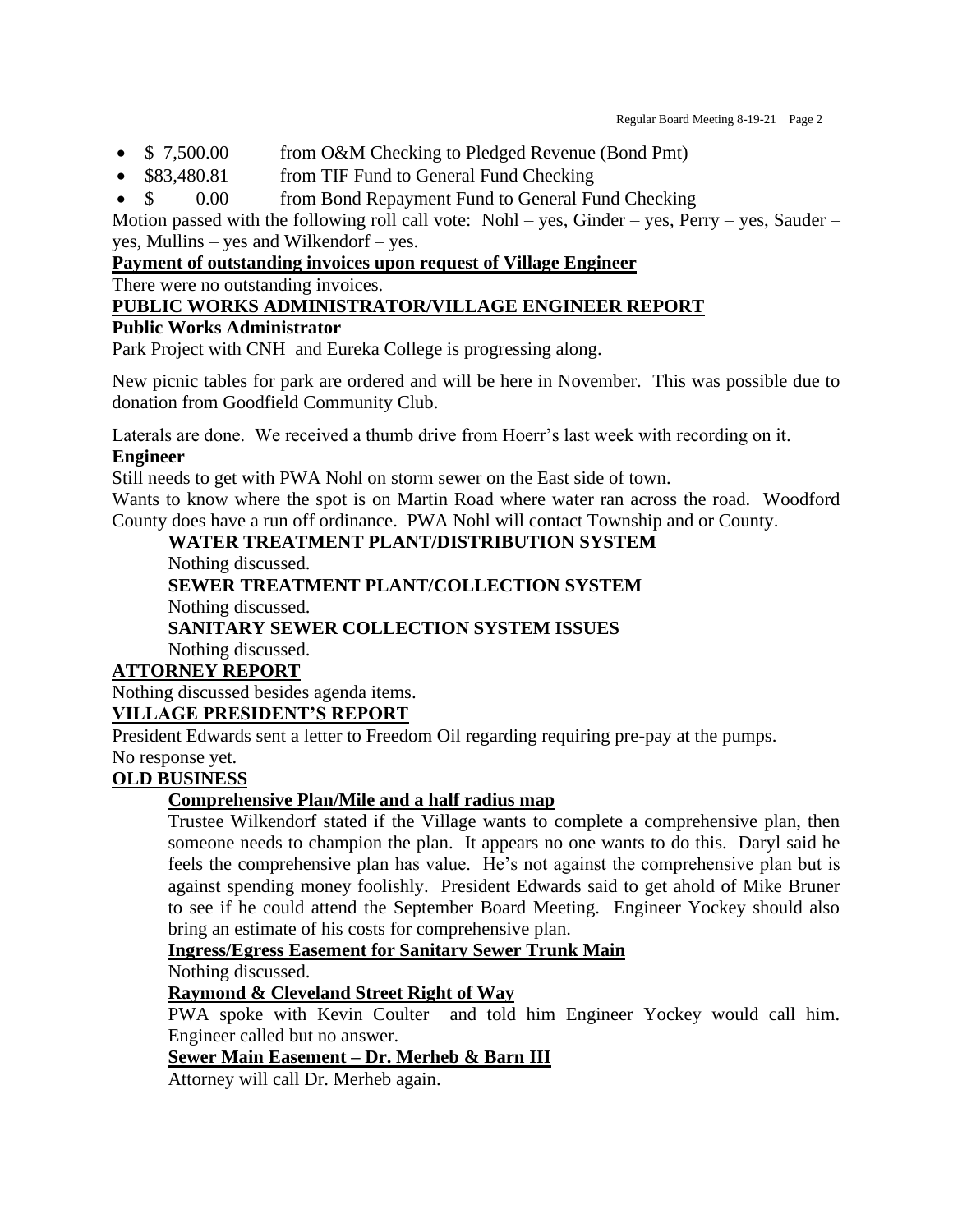- $ 7,500.00 from O&M Checking to Pledged Revenue (Bond Pmt)
- $83,480.81 from TIF Fund to General Fund Checking
- $ 0.00 from Bond Repayment Fund to General Fund Checking

Motion passed with the following roll call vote: Nohl – yes, Ginder – yes, Perry – yes, Sauder – yes, Mullins – yes and Wilkendorf – yes.

**Payment of outstanding invoices upon request of Village Engineer**

There were no outstanding invoices.

**PUBLIC WORKS ADMINISTRATOR/VILLAGE ENGINEER REPORT**

**Public Works Administrator**

Park Project with CNH and Eureka College is progressing along.

New picnic tables for park are ordered and will be here in November. This was possible due to donation from Goodfield Community Club.

Laterals are done. We received a thumb drive from Hoerr's last week with recording on it.

**Engineer**

Still needs to get with PWA Nohl on storm sewer on the East side of town.

Wants to know where the spot is on Martin Road where water ran across the road. Woodford County does have a run off ordinance. PWA Nohl will contact Township and or County.

**WATER TREATMENT PLANT/DISTRIBUTION SYSTEM**

Nothing discussed.

**SEWER TREATMENT PLANT/COLLECTION SYSTEM**

Nothing discussed.

**SANITARY SEWER COLLECTION SYSTEM ISSUES**

Nothing discussed.

**ATTORNEY REPORT**

Nothing discussed besides agenda items.

**VILLAGE PRESIDENT'S REPORT**

President Edwards sent a letter to Freedom Oil regarding requiring pre-pay at the pumps. No response yet.

**OLD BUSINESS**

**Comprehensive Plan/Mile and a half radius map**

Trustee Wilkendorf stated if the Village wants to complete a comprehensive plan, then someone needs to champion the plan. It appears no one wants to do this. Daryl said he feels the comprehensive plan has value. He's not against the comprehensive plan but is against spending money foolishly. President Edwards said to get ahold of Mike Bruner to see if he could attend the September Board Meeting. Engineer Yockey should also bring an estimate of his costs for comprehensive plan.

**Ingress/Egress Easement for Sanitary Sewer Trunk Main**

Nothing discussed.

**Raymond & Cleveland Street Right of Way**

PWA spoke with Kevin Coulter and told him Engineer Yockey would call him. Engineer called but no answer.

**Sewer Main Easement – Dr. Merheb & Barn III**

Attorney will call Dr. Merheb again.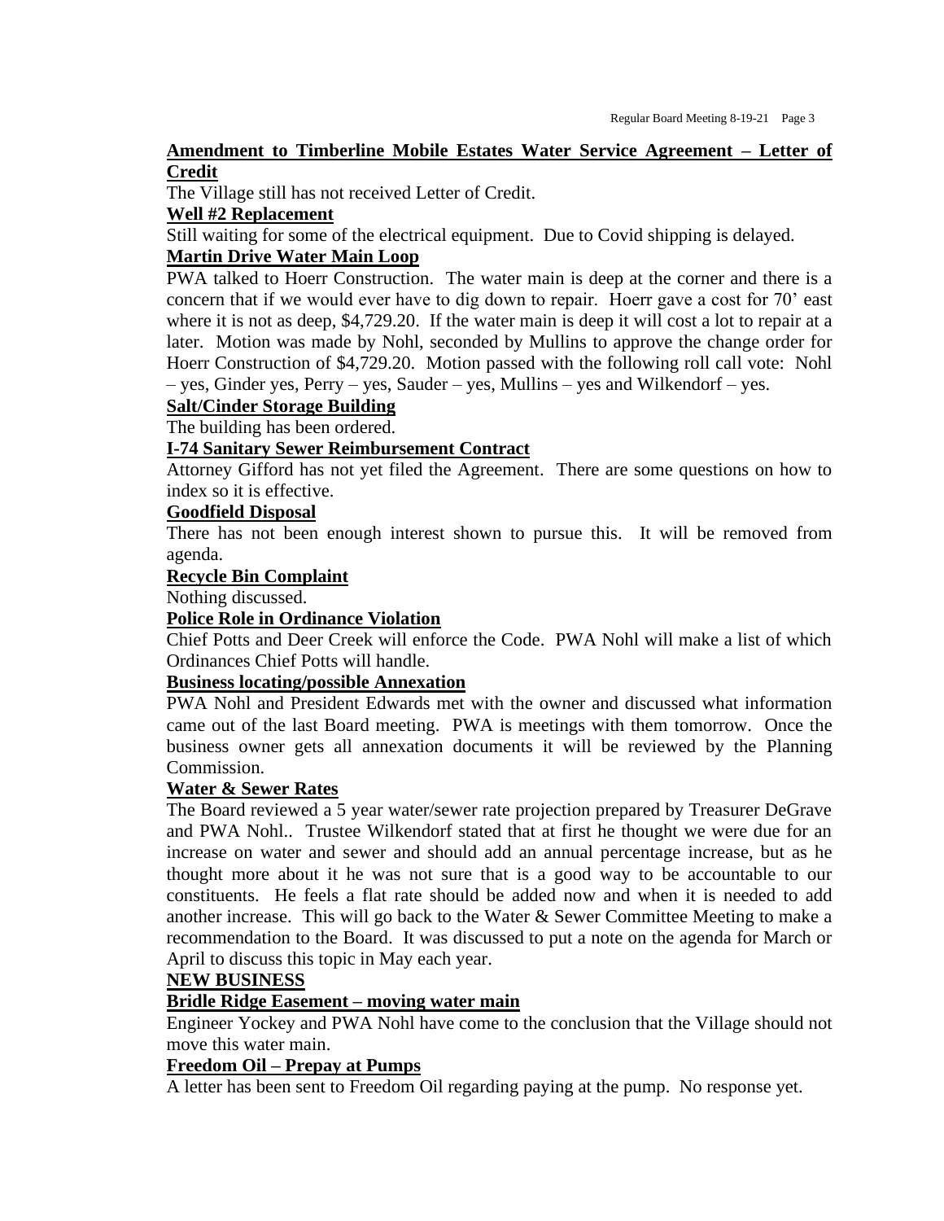**Amendment to Timberline Mobile Estates Water Service Agreement – Letter of Credit**

The Village still has not received Letter of Credit.

**Well #2 Replacement**

Still waiting for some of the electrical equipment. Due to Covid shipping is delayed.

**Martin Drive Water Main Loop**

PWA talked to Hoerr Construction. The water main is deep at the corner and there is a concern that if we would ever have to dig down to repair. Hoerr gave a cost for 70' east where it is not as deep, $4,729.20. If the water main is deep it will cost a lot to repair at a later. Motion was made by Nohl, seconded by Mullins to approve the change order for Hoerr Construction of $4,729.20. Motion passed with the following roll call vote: Nohl – yes, Ginder yes, Perry – yes, Sauder – yes, Mullins – yes and Wilkendorf – yes.

**Salt/Cinder Storage Building**

The building has been ordered.

**I-74 Sanitary Sewer Reimbursement Contract**

Attorney Gifford has not yet filed the Agreement. There are some questions on how to index so it is effective.

**Goodfield Disposal**

There has not been enough interest shown to pursue this. It will be removed from agenda.

**Recycle Bin Complaint**

Nothing discussed.

**Police Role in Ordinance Violation**

Chief Potts and Deer Creek will enforce the Code. PWA Nohl will make a list of which Ordinances Chief Potts will handle.

**Business locating/possible Annexation**

PWA Nohl and President Edwards met with the owner and discussed what information came out of the last Board meeting. PWA is meetings with them tomorrow. Once the business owner gets all annexation documents it will be reviewed by the Planning Commission.

**Water & Sewer Rates**

The Board reviewed a 5 year water/sewer rate projection prepared by Treasurer DeGrave and PWA Nohl.. Trustee Wilkendorf stated that at first he thought we were due for an increase on water and sewer and should add an annual percentage increase, but as he thought more about it he was not sure that is a good way to be accountable to our constituents. He feels a flat rate should be added now and when it is needed to add another increase. This will go back to the Water & Sewer Committee Meeting to make a recommendation to the Board. It was discussed to put a note on the agenda for March or April to discuss this topic in May each year.

**NEW BUSINESS**

**Bridle Ridge Easement – moving water main**

Engineer Yockey and PWA Nohl have come to the conclusion that the Village should not move this water main.

**Freedom Oil – Prepay at Pumps**

A letter has been sent to Freedom Oil regarding paying at the pump. No response yet.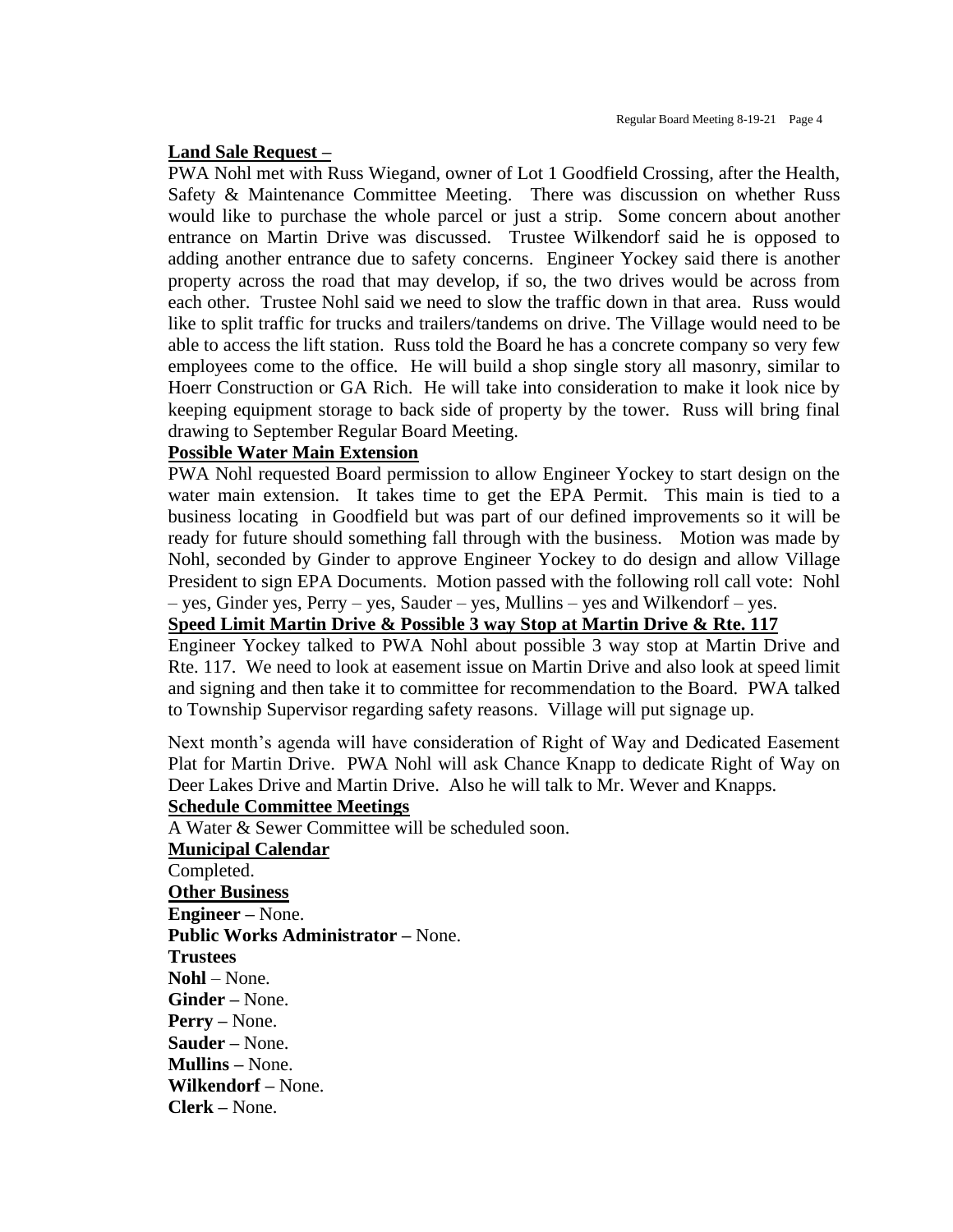**Land Sale Request –**

PWA Nohl met with Russ Wiegand, owner of Lot 1 Goodfield Crossing, after the Health, Safety & Maintenance Committee Meeting. There was discussion on whether Russ would like to purchase the whole parcel or just a strip. Some concern about another entrance on Martin Drive was discussed. Trustee Wilkendorf said he is opposed to adding another entrance due to safety concerns. Engineer Yockey said there is another property across the road that may develop, if so, the two drives would be across from each other. Trustee Nohl said we need to slow the traffic down in that area. Russ would like to split traffic for trucks and trailers/tandems on drive. The Village would need to be able to access the lift station. Russ told the Board he has a concrete company so very few employees come to the office. He will build a shop single story all masonry, similar to Hoerr Construction or GA Rich. He will take into consideration to make it look nice by keeping equipment storage to back side of property by the tower. Russ will bring final drawing to September Regular Board Meeting.

**Possible Water Main Extension**

PWA Nohl requested Board permission to allow Engineer Yockey to start design on the water main extension. It takes time to get the EPA Permit. This main is tied to a business locating in Goodfield but was part of our defined improvements so it will be ready for future should something fall through with the business. Motion was made by Nohl, seconded by Ginder to approve Engineer Yockey to do design and allow Village President to sign EPA Documents. Motion passed with the following roll call vote: Nohl – yes, Ginder yes, Perry – yes, Sauder – yes, Mullins – yes and Wilkendorf – yes.

**Speed Limit Martin Drive & Possible 3 way Stop at Martin Drive & Rte. 117**

Engineer Yockey talked to PWA Nohl about possible 3 way stop at Martin Drive and Rte. 117. We need to look at easement issue on Martin Drive and also look at speed limit and signing and then take it to committee for recommendation to the Board. PWA talked to Township Supervisor regarding safety reasons. Village will put signage up.

Next month's agenda will have consideration of Right of Way and Dedicated Easement Plat for Martin Drive. PWA Nohl will ask Chance Knapp to dedicate Right of Way on Deer Lakes Drive and Martin Drive. Also he will talk to Mr. Wever and Knapps.

**Schedule Committee Meetings**

A Water & Sewer Committee will be scheduled soon.

**Municipal Calendar**

Completed.

**Other Business**

**Engineer –** None.

**Public Works Administrator –** None.

**Trustees**

**Nohl** – None.

**Ginder –** None.

**Perry –** None.

**Sauder –** None.

**Mullins –** None.

**Wilkendorf –** None.

**Clerk –** None.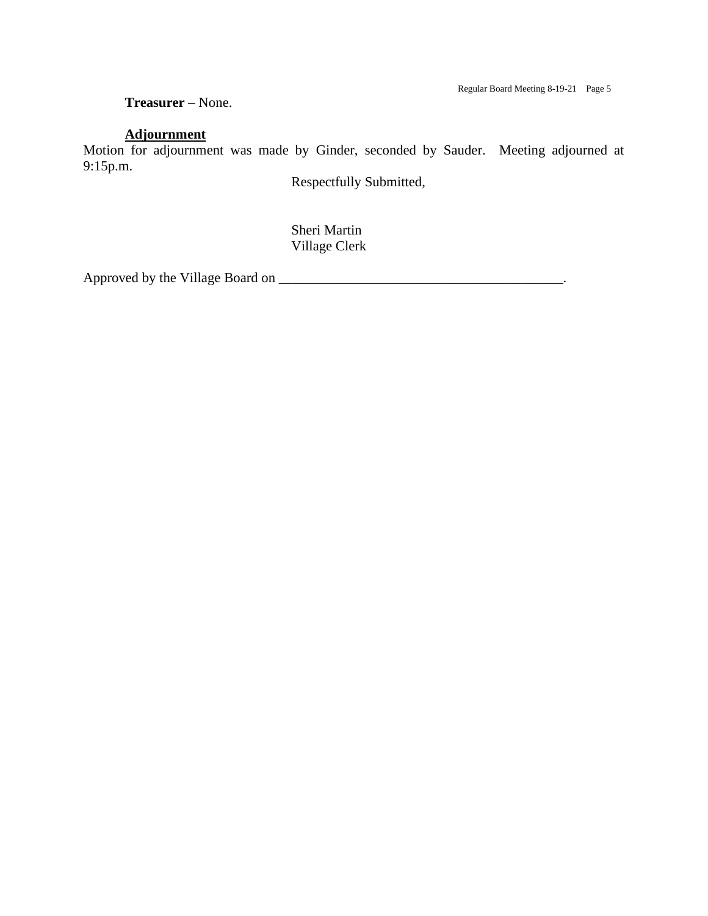**Treasurer** – None.

**Adjournment**

Motion for adjournment was made by Ginder, seconded by Sauder. Meeting adjourned at 9:15p.m.

Respectfully Submitted,

Sheri Martin
Village Clerk

Approved by the Village Board on \_\_\_\_\_\_\_\_\_\_\_\_\_\_\_\_\_\_\_\_\_\_\_\_\_\_\_\_\_\_\_\_\_\_\_\_\_\_\_\_\_.